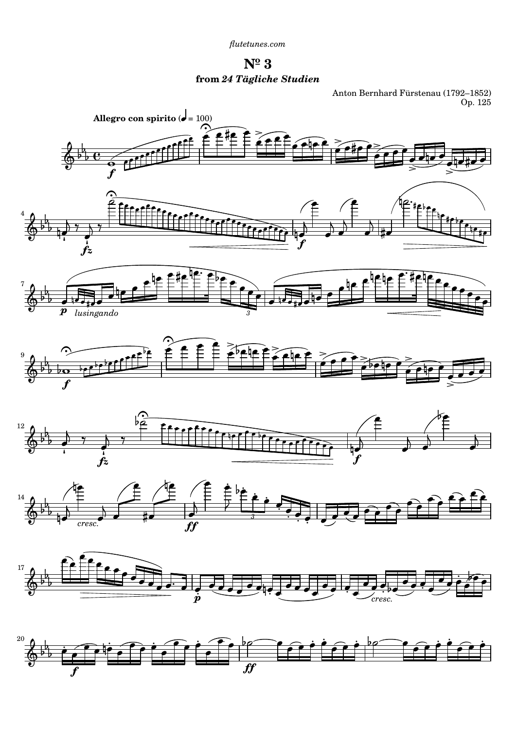flutetunes.com

# Nº 3

### from *24 Tägliche Studien*

Anton Bernhard Fürstenau (1792–1852)
Op. 125

**Allegro con spirito** (♩ = 100)